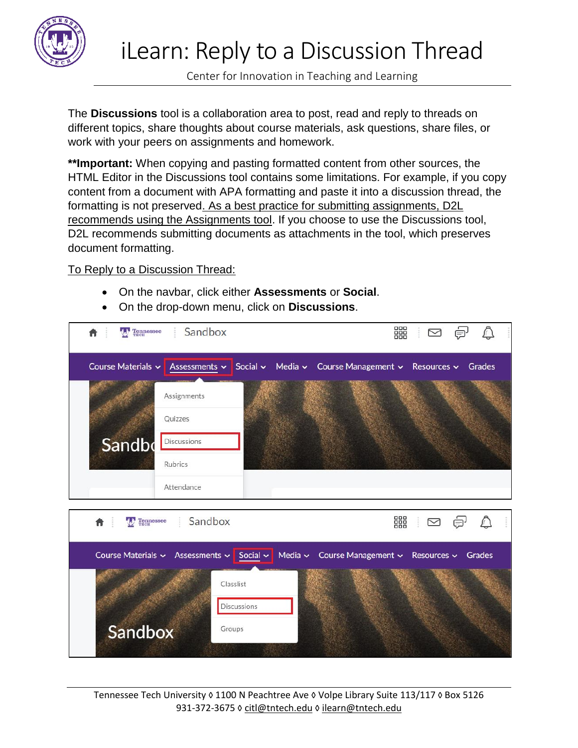# iLearn: Reply to a Discussion Thread

Center for Innovation in Teaching and Learning

The **Discussions** tool is a collaboration area to post, read and reply to threads on different topics, share thoughts about course materials, ask questions, share files, or work with your peers on assignments and homework.

****Important:** When copying and pasting formatted content from other sources, the HTML Editor in the Discussions tool contains some limitations. For example, if you copy content from a document with APA formatting and paste it into a discussion thread, the formatting is not preserved. As a best practice for submitting assignments, D2L recommends using the Assignments tool. If you choose to use the Discussions tool, D2L recommends submitting documents as attachments in the tool, which preserves document formatting.

To Reply to a Discussion Thread:

- On the navbar, click either **Assessments** or **Social**.
- On the drop-down menu, click on **Discussions**.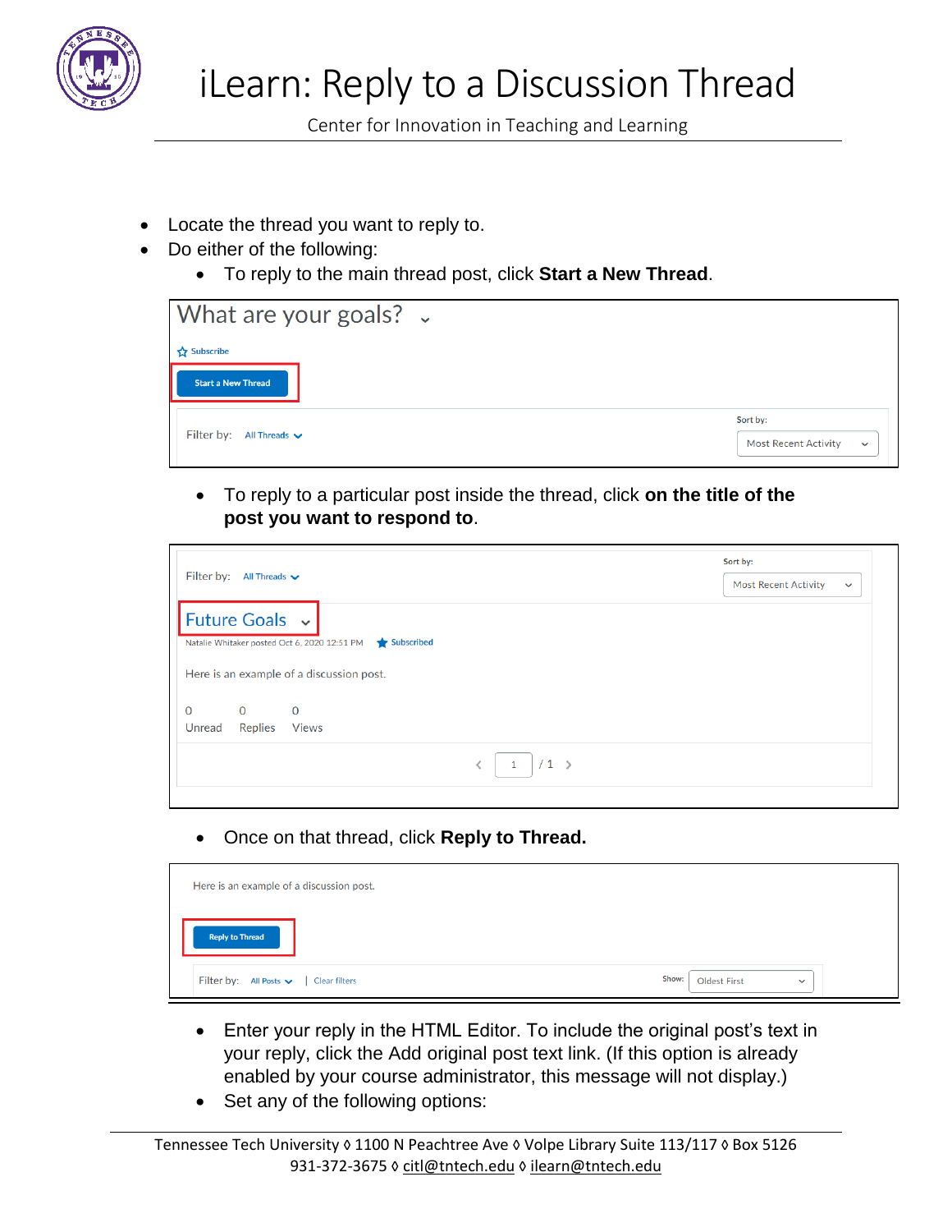# iLearn: Reply to a Discussion Thread

Center for Innovation in Teaching and Learning

- Locate the thread you want to reply to.
- Do either of the following:
  - To reply to the main thread post, click **Start a New Thread**.

  - To reply to a particular post inside the thread, click **on the title of the post you want to respond to**.

  - Once on that thread, click **Reply to Thread.**

  - Enter your reply in the HTML Editor. To include the original post's text in your reply, click the Add original post text link. (If this option is already enabled by your course administrator, this message will not display.)
  - Set any of the following options: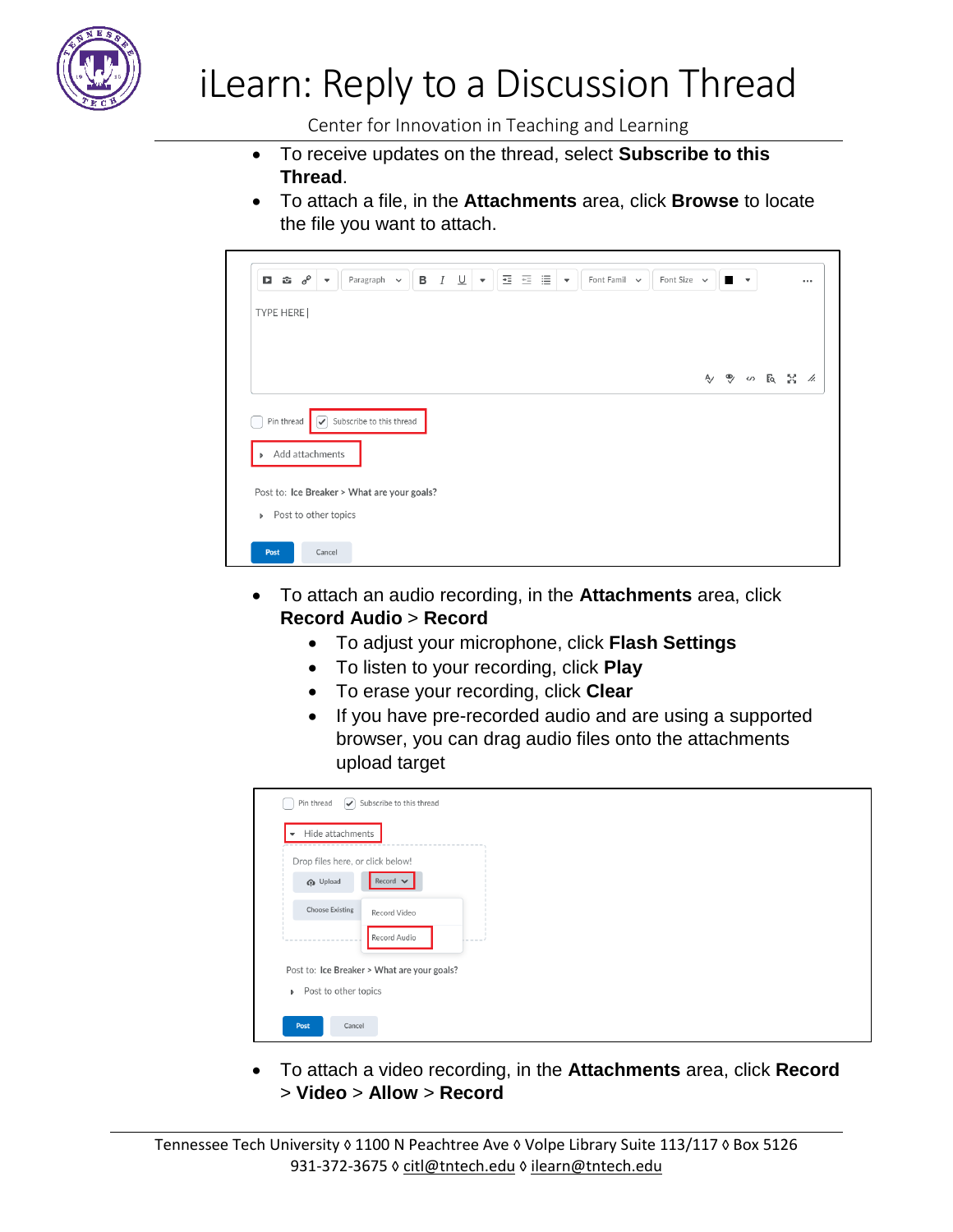- To receive updates on the thread, select **Subscribe to this Thread**.
- To attach a file, in the **Attachments** area, click **Browse** to locate the file you want to attach.

- To attach an audio recording, in the **Attachments** area, click **Record Audio** > **Record**
  - To adjust your microphone, click **Flash Settings**
  - To listen to your recording, click **Play**
  - To erase your recording, click **Clear**
  - If you have pre-recorded audio and are using a supported browser, you can drag audio files onto the attachments upload target

- To attach a video recording, in the **Attachments** area, click **Record** > **Video** > **Allow** > **Record**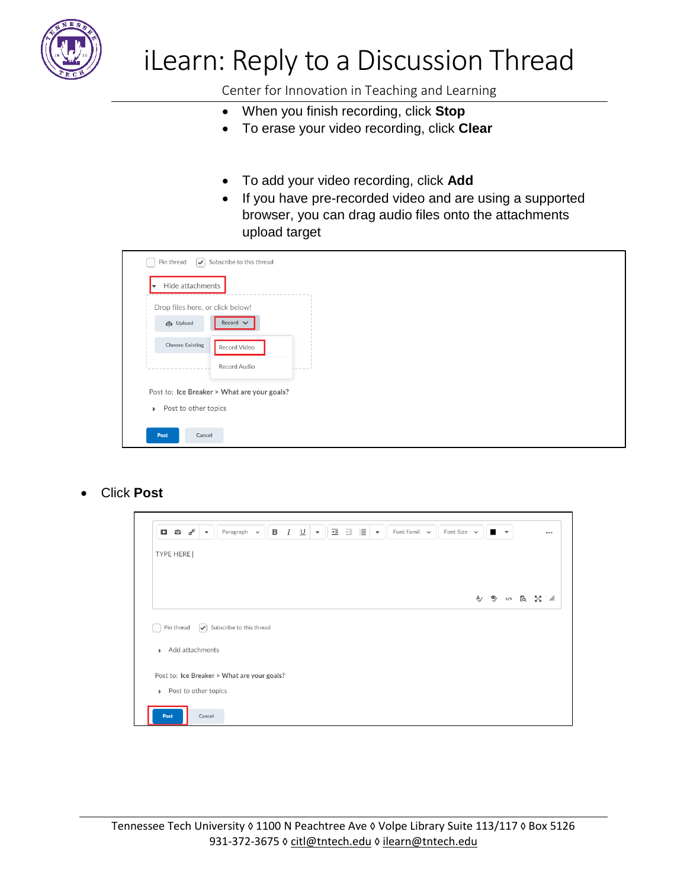- When you finish recording, click **Stop**
- To erase your video recording, click **Clear**

- To add your video recording, click **Add**
- If you have pre-recorded video and are using a supported browser, you can drag audio files onto the attachments upload target

- Click **Post**